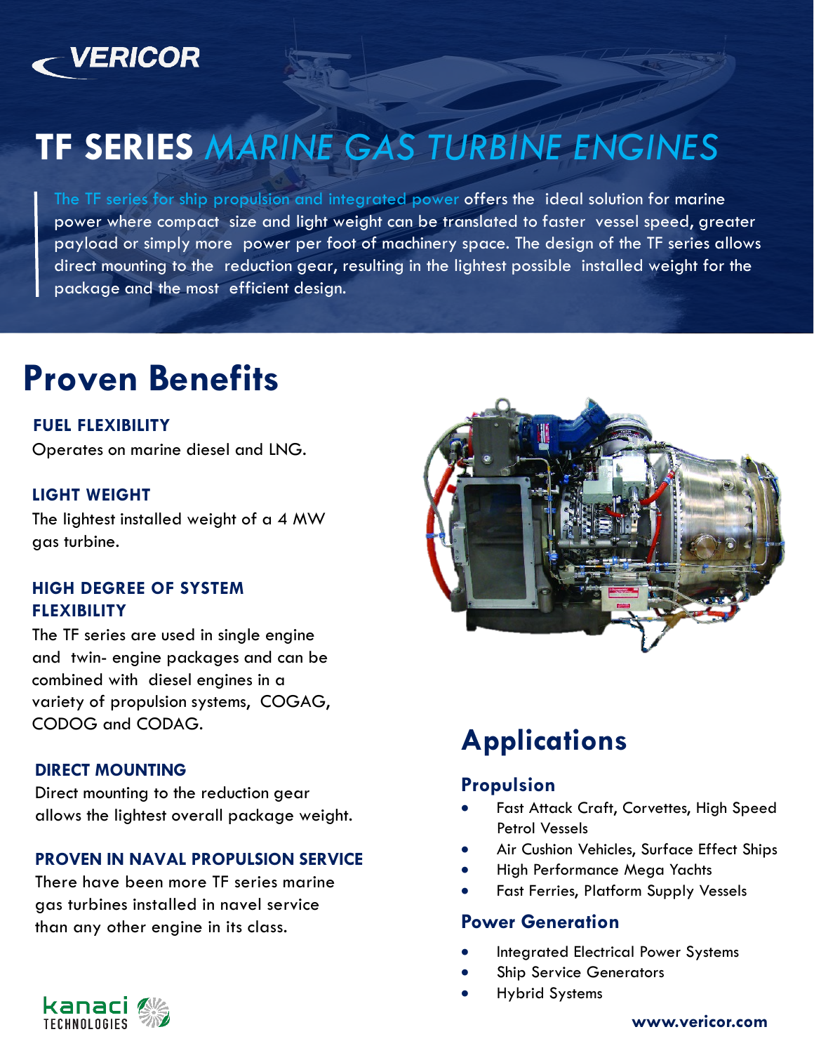VERICOR

# TF SERIES *MARINE GAS TURBINE ENGINES*

The TF series for ship propulsion and integrated power offers the ideal solution for marine power where compact size and light weight can be translated to faster vessel speed, greater payload or simply more power per foot of machinery space. The design of the TF series allows direct mounting to the reduction gear, resulting in the lightest possible installed weight for the package and the most efficient design.

## Proven Benefits

### FUEL FLEXIBILITY

Operates on marine diesel and LNG.

### LIGHT WEIGHT

The lightest installed weight of a 4 MW gas turbine.

### HIGH DEGREE OF SYSTEM FLEXIBILITY

The TF series are used in single engine and twin- engine packages and can be combined with diesel engines in a variety of propulsion systems, COGAG, CODOG and CODAG.

### DIRECT MOUNTING

Direct mounting to the reduction gear allows the lightest overall package weight.

### PROVEN IN NAVAL PROPULSION SERVICE

There have been more TF series marine gas turbines installed in navel service than any other engine in its class.

## Applications

### Propulsion

- Fast Attack Craft, Corvettes, High Speed Petrol Vessels
- Air Cushion Vehicles, Surface Effect Ships
- High Performance Mega Yachts
- Fast Ferries, Platform Supply Vessels

### Power Generation

- Integrated Electrical Power Systems
- Ship Service Generators
- Hybrid Systems

kanaci TECHNOLOGIES

www.vericor.com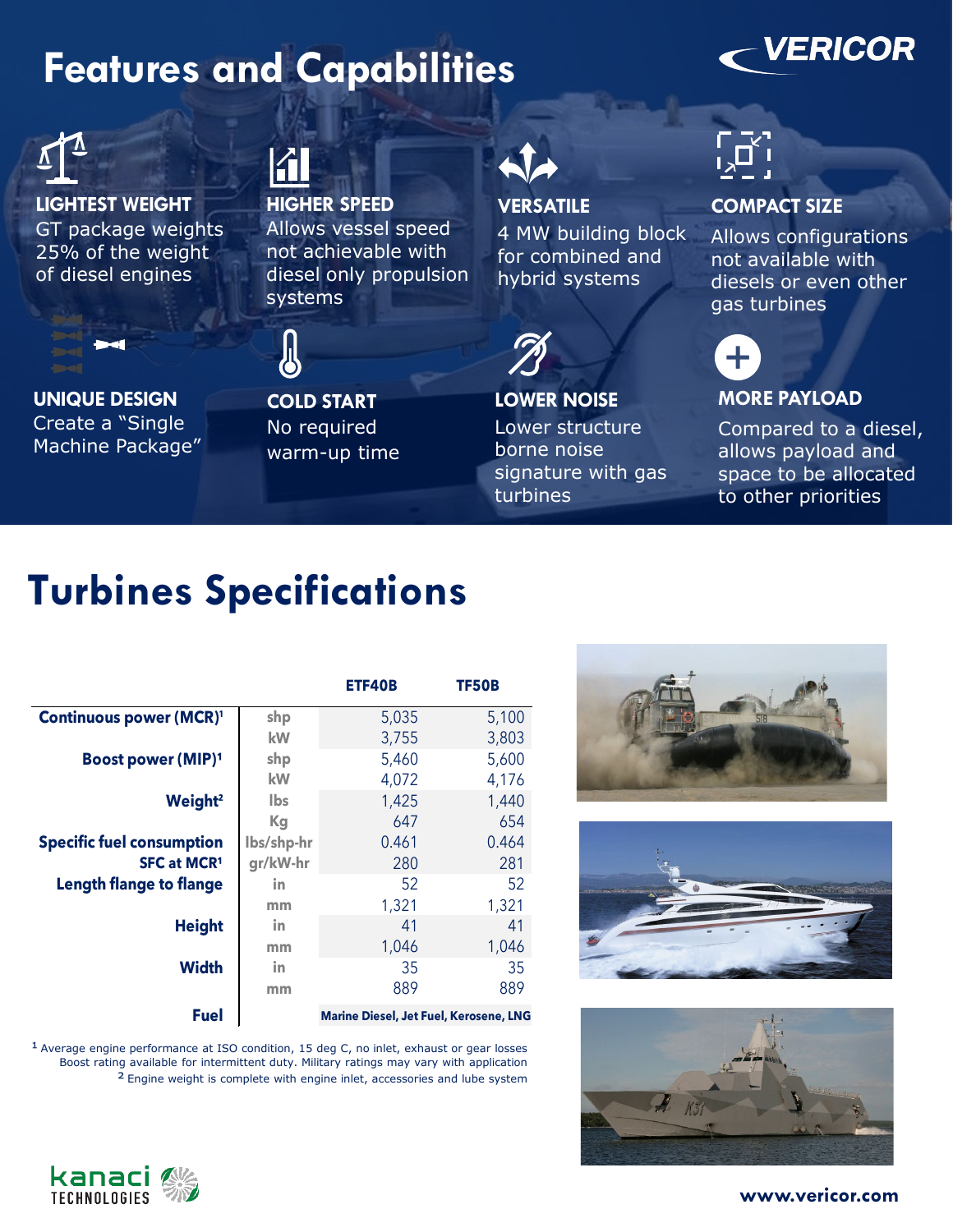# Features and Capabilities

VERICOR

**LIGHTEST WEIGHT**
GT package weights 25% of the weight of diesel engines

**HIGHER SPEED**
Allows vessel speed not achievable with diesel only propulsion systems

**VERSATILE**
4 MW building block for combined and hybrid systems

**COMPACT SIZE**
Allows configurations not available with diesels or even other gas turbines

**UNIQUE DESIGN**
Create a "Single Machine Package"

**COLD START**
No required warm-up time

**LOWER NOISE**
Lower structure borne noise signature with gas turbines

**MORE PAYLOAD**
Compared to a diesel, allows payload and space to be allocated to other priorities

# Turbines Specifications

| | | ETF40B | TF50B |
|---|---|---|---|
| **Continuous power (MCR)[1]** | shp | 5,035 | 5,100 |
| | kW | 3,755 | 3,803 |
| **Boost power (MIP)[1]** | shp | 5,460 | 5,600 |
| | kW | 4,072 | 4,176 |
| **Weight[2]** | lbs | 1,425 | 1,440 |
| | Kg | 647 | 654 |
| **Specific fuel consumption** | lbs/shp-hr | 0.461 | 0.464 |
| **SFC at MCR[1]** | gr/kW-hr | 280 | 281 |
| **Length flange to flange** | in | 52 | 52 |
| | mm | 1,321 | 1,321 |
| **Height** | in | 41 | 41 |
| | mm | 1,046 | 1,046 |
| **Width** | in | 35 | 35 |
| | mm | 889 | 889 |
| **Fuel** | | Marine Diesel, Jet Fuel, Kerosene, LNG | |

[1] Average engine performance at ISO condition, 15 deg C, no inlet, exhaust or gear losses
Boost rating available for intermittent duty. Military ratings may vary with application
[2] Engine weight is complete with engine inlet, accessories and lube system

kanaci TECHNOLOGIES

www.vericor.com